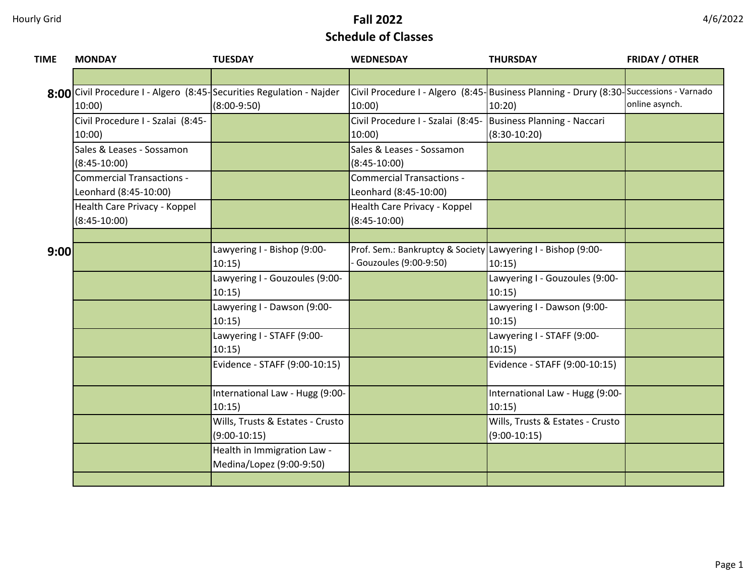Hourly Grid

# Fall 2022
## Schedule of Classes

4/6/2022

| TIME | MONDAY | TUESDAY | WEDNESDAY | THURSDAY | FRIDAY / OTHER |
|---|---|---|---|---|---|
| | | | | | |
| **8:00** | Civil Procedure I - Algero (8:45-10:00) | Securities Regulation - Najder (8:00-9:50) | Civil Procedure I - Algero (8:45-10:00) | Business Planning - Drury (8:30-10:20) | Successions - Varnado online asynch. |
| | Civil Procedure I - Szalai (8:45-10:00) | | Civil Procedure I - Szalai (8:45-10:00) | Business Planning - Naccari (8:30-10:20) | |
| | Sales & Leases - Sossamon (8:45-10:00) | | Sales & Leases - Sossamon (8:45-10:00) | | |
| | Commercial Transactions - Leonhard (8:45-10:00) | | Commercial Transactions - Leonhard (8:45-10:00) | | |
| | Health Care Privacy - Koppel (8:45-10:00) | | Health Care Privacy - Koppel (8:45-10:00) | | |
| | | | | | |
| **9:00** | | Lawyering I - Bishop (9:00-10:15) | Prof. Sem.: Bankruptcy & Society - Gouzoules (9:00-9:50) | Lawyering I - Bishop (9:00-10:15) | |
| | | Lawyering I - Gouzoules (9:00-10:15) | | Lawyering I - Gouzoules (9:00-10:15) | |
| | | Lawyering I - Dawson (9:00-10:15) | | Lawyering I - Dawson (9:00-10:15) | |
| | | Lawyering I - STAFF (9:00-10:15) | | Lawyering I - STAFF (9:00-10:15) | |
| | | Evidence - STAFF (9:00-10:15) | | Evidence - STAFF (9:00-10:15) | |
| | | International Law - Hugg (9:00-10:15) | | International Law - Hugg (9:00-10:15) | |
| | | Wills, Trusts & Estates - Crusto (9:00-10:15) | | Wills, Trusts & Estates - Crusto (9:00-10:15) | |
| | | Health in Immigration Law - Medina/Lopez (9:00-9:50) | | | |
| | | | | | |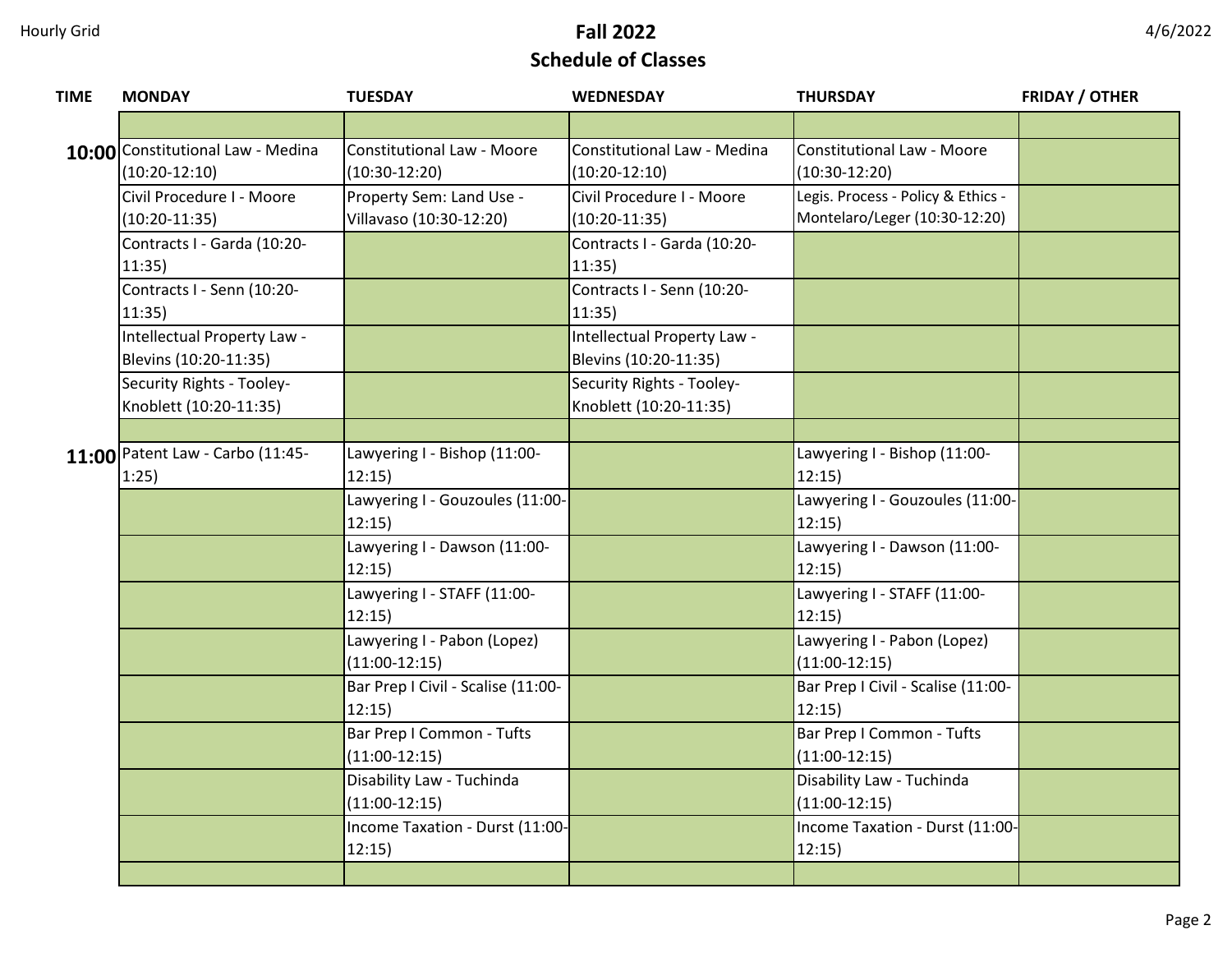# Fall 2022

## Schedule of Classes

| TIME | MONDAY | TUESDAY | WEDNESDAY | THURSDAY | FRIDAY / OTHER |
|---|---|---|---|---|---|
| | | | | | |
| **10:00** | Constitutional Law - Medina (10:20-12:10) | Constitutional Law - Moore (10:30-12:20) | Constitutional Law - Medina (10:20-12:10) | Constitutional Law - Moore (10:30-12:20) | |
| | Civil Procedure I - Moore (10:20-11:35) | Property Sem: Land Use - Villavaso (10:30-12:20) | Civil Procedure I - Moore (10:20-11:35) | Legis. Process - Policy & Ethics - Montelaro/Leger (10:30-12:20) | |
| | Contracts I - Garda (10:20-11:35) | | Contracts I - Garda (10:20-11:35) | | |
| | Contracts I - Senn (10:20-11:35) | | Contracts I - Senn (10:20-11:35) | | |
| | Intellectual Property Law - Blevins (10:20-11:35) | | Intellectual Property Law - Blevins (10:20-11:35) | | |
| | Security Rights - Tooley-Knoblett (10:20-11:35) | | Security Rights - Tooley-Knoblett (10:20-11:35) | | |
| | | | | | |
| **11:00** | Patent Law - Carbo (11:45-1:25) | Lawyering I - Bishop (11:00-12:15) | | Lawyering I - Bishop (11:00-12:15) | |
| | | Lawyering I - Gouzoules (11:00-12:15) | | Lawyering I - Gouzoules (11:00-12:15) | |
| | | Lawyering I - Dawson (11:00-12:15) | | Lawyering I - Dawson (11:00-12:15) | |
| | | Lawyering I - STAFF (11:00-12:15) | | Lawyering I - STAFF (11:00-12:15) | |
| | | Lawyering I - Pabon (Lopez) (11:00-12:15) | | Lawyering I - Pabon (Lopez) (11:00-12:15) | |
| | | Bar Prep I Civil - Scalise (11:00-12:15) | | Bar Prep I Civil - Scalise (11:00-12:15) | |
| | | Bar Prep I Common - Tufts (11:00-12:15) | | Bar Prep I Common - Tufts (11:00-12:15) | |
| | | Disability Law - Tuchinda (11:00-12:15) | | Disability Law - Tuchinda (11:00-12:15) | |
| | | Income Taxation - Durst (11:00-12:15) | | Income Taxation - Durst (11:00-12:15) | |
| | | | | | |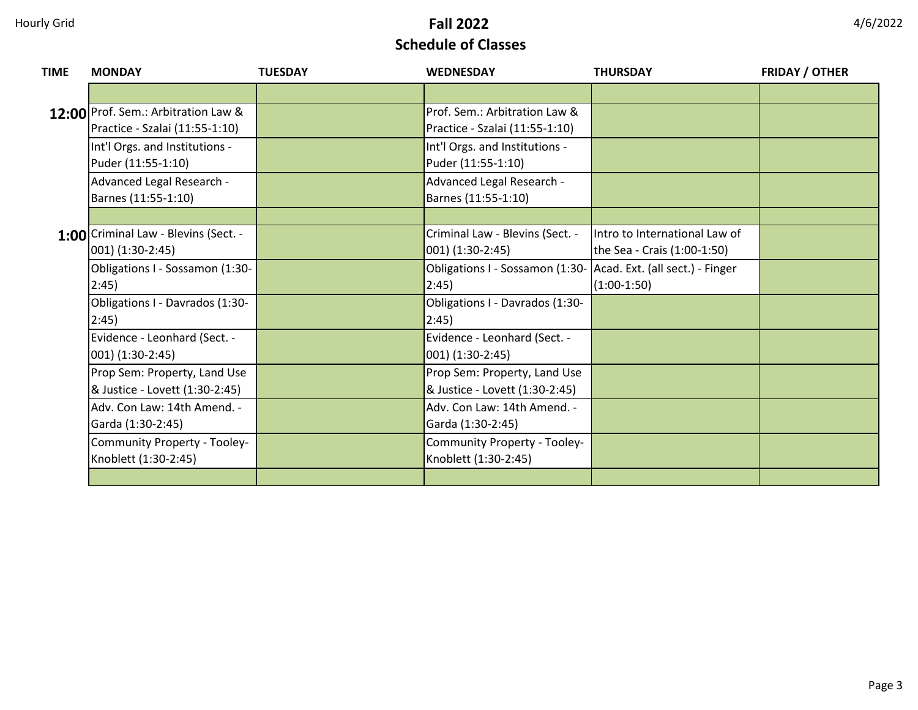# Fall 2022
## Schedule of Classes

| TIME | MONDAY | TUESDAY | WEDNESDAY | THURSDAY | FRIDAY / OTHER |
|---|---|---|---|---|---|
| | | | | | |
| **12:00** | Prof. Sem.: Arbitration Law & Practice - Szalai (11:55-1:10) | | Prof. Sem.: Arbitration Law & Practice - Szalai (11:55-1:10) | | |
| | Int'l Orgs. and Institutions - Puder (11:55-1:10) | | Int'l Orgs. and Institutions - Puder (11:55-1:10) | | |
| | Advanced Legal Research - Barnes (11:55-1:10) | | Advanced Legal Research - Barnes (11:55-1:10) | | |
| | | | | | |
| **1:00** | Criminal Law - Blevins (Sect. - 001) (1:30-2:45) | | Criminal Law - Blevins (Sect. - 001) (1:30-2:45) | Intro to International Law of the Sea - Crais (1:00-1:50) | |
| | Obligations I - Sossamon (1:30-2:45) | | Obligations I - Sossamon (1:30-2:45) | Acad. Ext. (all sect.) - Finger (1:00-1:50) | |
| | Obligations I - Davrados (1:30-2:45) | | Obligations I - Davrados (1:30-2:45) | | |
| | Evidence - Leonhard (Sect. - 001) (1:30-2:45) | | Evidence - Leonhard (Sect. - 001) (1:30-2:45) | | |
| | Prop Sem: Property, Land Use & Justice - Lovett (1:30-2:45) | | Prop Sem: Property, Land Use & Justice - Lovett (1:30-2:45) | | |
| | Adv. Con Law: 14th Amend. - Garda (1:30-2:45) | | Adv. Con Law: 14th Amend. - Garda (1:30-2:45) | | |
| | Community Property - Tooley-Knoblett (1:30-2:45) | | Community Property - Tooley-Knoblett (1:30-2:45) | | |
| | | | | | |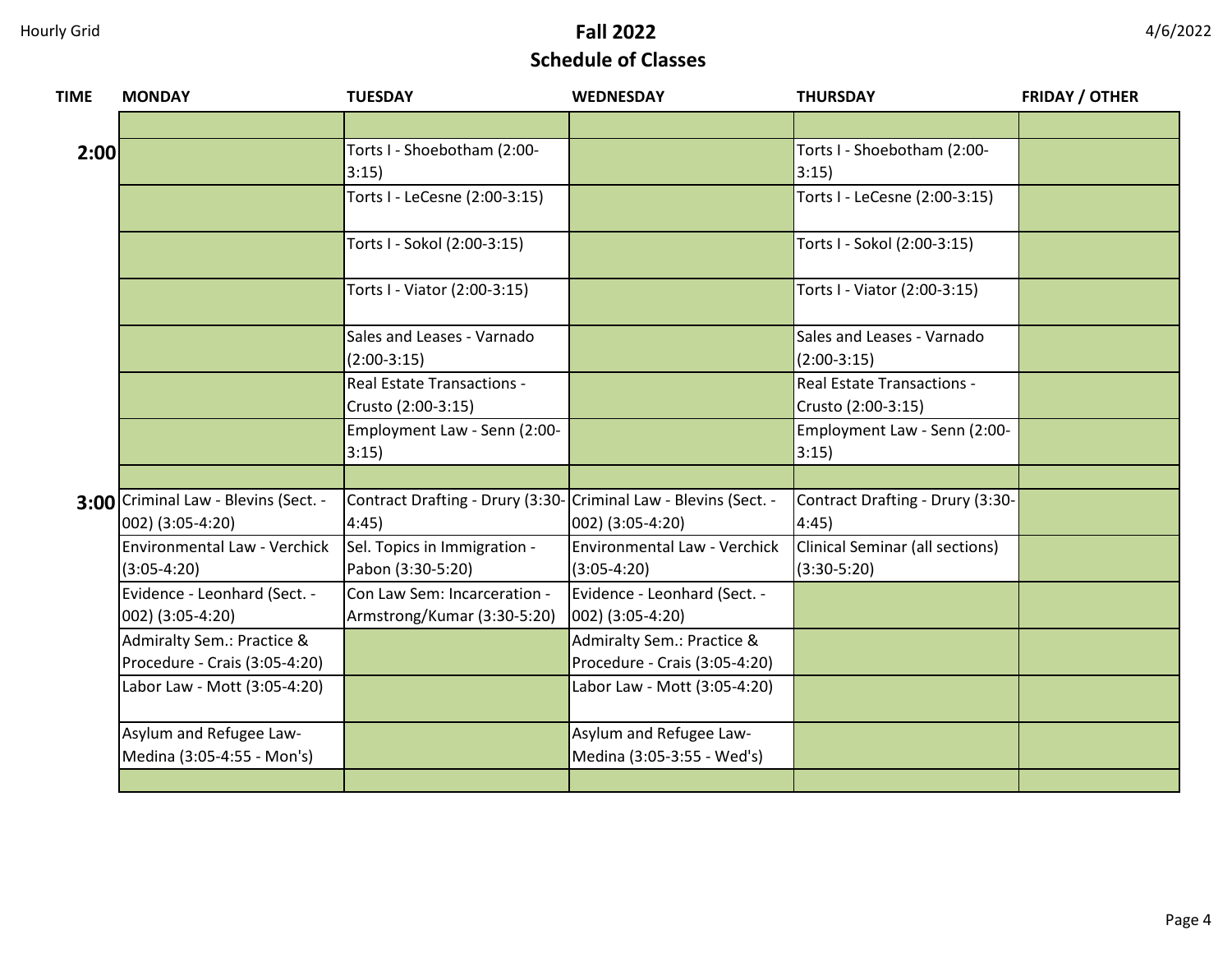Hourly Grid

# Fall 2022
## Schedule of Classes

4/6/2022

| TIME | MONDAY | TUESDAY | WEDNESDAY | THURSDAY | FRIDAY / OTHER |
|---|---|---|---|---|---|
| | | | | | |
| **2:00** | | Torts I - Shoebotham (2:00-3:15) | | Torts I - Shoebotham (2:00-3:15) | |
| | | Torts I - LeCesne (2:00-3:15) | | Torts I - LeCesne (2:00-3:15) | |
| | | Torts I - Sokol (2:00-3:15) | | Torts I - Sokol (2:00-3:15) | |
| | | Torts I - Viator (2:00-3:15) | | Torts I - Viator (2:00-3:15) | |
| | | Sales and Leases - Varnado (2:00-3:15) | | Sales and Leases - Varnado (2:00-3:15) | |
| | | Real Estate Transactions - Crusto (2:00-3:15) | | Real Estate Transactions - Crusto (2:00-3:15) | |
| | | Employment Law - Senn (2:00-3:15) | | Employment Law - Senn (2:00-3:15) | |
| | | | | | |
| **3:00** | Criminal Law - Blevins (Sect. - 002) (3:05-4:20) | Contract Drafting - Drury (3:30-4:45) | Criminal Law - Blevins (Sect. - 002) (3:05-4:20) | Contract Drafting - Drury (3:30-4:45) | |
| | Environmental Law - Verchick (3:05-4:20) | Sel. Topics in Immigration - Pabon (3:30-5:20) | Environmental Law - Verchick (3:05-4:20) | Clinical Seminar (all sections) (3:30-5:20) | |
| | Evidence - Leonhard (Sect. - 002) (3:05-4:20) | Con Law Sem: Incarceration - Armstrong/Kumar (3:30-5:20) | Evidence - Leonhard (Sect. - 002) (3:05-4:20) | | |
| | Admiralty Sem.: Practice & Procedure - Crais (3:05-4:20) | | Admiralty Sem.: Practice & Procedure - Crais (3:05-4:20) | | |
| | Labor Law - Mott (3:05-4:20) | | Labor Law - Mott (3:05-4:20) | | |
| | Asylum and Refugee Law- Medina (3:05-4:55 - Mon's) | | Asylum and Refugee Law- Medina (3:05-3:55 - Wed's) | | |
| | | | | | |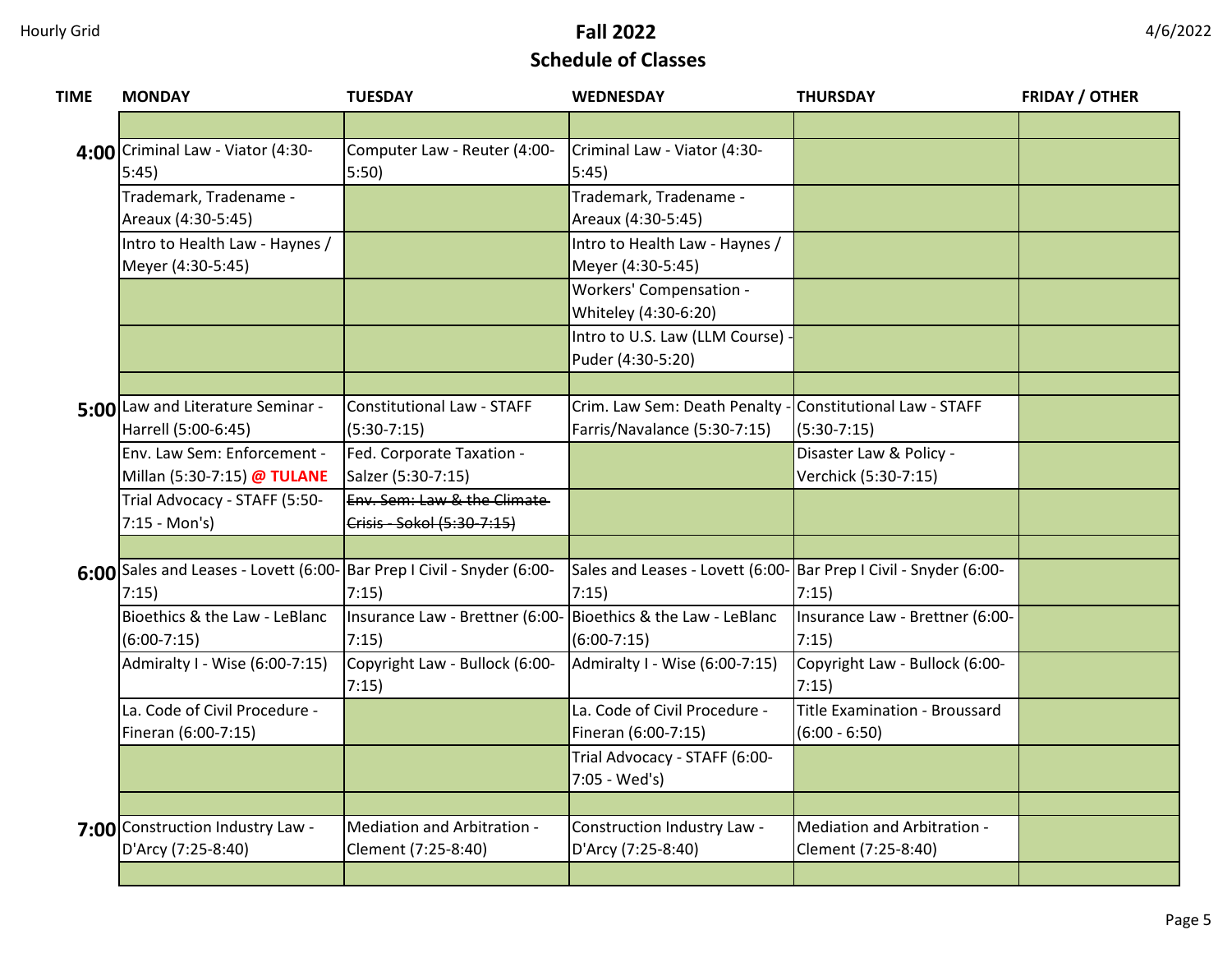# Fall 2022

## Schedule of Classes

| TIME | MONDAY | TUESDAY | WEDNESDAY | THURSDAY | FRIDAY / OTHER |
|---|---|---|---|---|---|
| | | | | | |
| **4:00** | Criminal Law - Viator (4:30-5:45) | Computer Law - Reuter (4:00-5:50) | Criminal Law - Viator (4:30-5:45) | | |
| | Trademark, Tradename - Areaux (4:30-5:45) | | Trademark, Tradename - Areaux (4:30-5:45) | | |
| | Intro to Health Law - Haynes / Meyer (4:30-5:45) | | Intro to Health Law - Haynes / Meyer (4:30-5:45) | | |
| | | | Workers' Compensation - Whiteley (4:30-6:20) | | |
| | | | Intro to U.S. Law (LLM Course) - Puder (4:30-5:20) | | |
| | | | | | |
| **5:00** | Law and Literature Seminar - Harrell (5:00-6:45) | Constitutional Law - STAFF (5:30-7:15) | Crim. Law Sem: Death Penalty - Farris/Navalance (5:30-7:15) | Constitutional Law - STAFF (5:30-7:15) | |
| | Env. Law Sem: Enforcement - Millan (5:30-7:15) **@ TULANE** | Fed. Corporate Taxation - Salzer (5:30-7:15) | | Disaster Law & Policy - Verchick (5:30-7:15) | |
| | Trial Advocacy - STAFF (5:50-7:15 - Mon's) | ~~Env. Sem: Law & the Climate Crisis - Sokol (5:30-7:15)~~ | | | |
| | | | | | |
| **6:00** | Sales and Leases - Lovett (6:00-7:15) | Bar Prep I Civil - Snyder (6:00-7:15) | Sales and Leases - Lovett (6:00-7:15) | Bar Prep I Civil - Snyder (6:00-7:15) | |
| | Bioethics & the Law - LeBlanc (6:00-7:15) | Insurance Law - Brettner (6:00-7:15) | Bioethics & the Law - LeBlanc (6:00-7:15) | Insurance Law - Brettner (6:00-7:15) | |
| | Admiralty I - Wise (6:00-7:15) | Copyright Law - Bullock (6:00-7:15) | Admiralty I - Wise (6:00-7:15) | Copyright Law - Bullock (6:00-7:15) | |
| | La. Code of Civil Procedure - Fineran (6:00-7:15) | | La. Code of Civil Procedure - Fineran (6:00-7:15) | Title Examination - Broussard (6:00 - 6:50) | |
| | | | Trial Advocacy - STAFF (6:00-7:05 - Wed's) | | |
| | | | | | |
| **7:00** | Construction Industry Law - D'Arcy (7:25-8:40) | Mediation and Arbitration - Clement (7:25-8:40) | Construction Industry Law - D'Arcy (7:25-8:40) | Mediation and Arbitration - Clement (7:25-8:40) | |
| | | | | | |